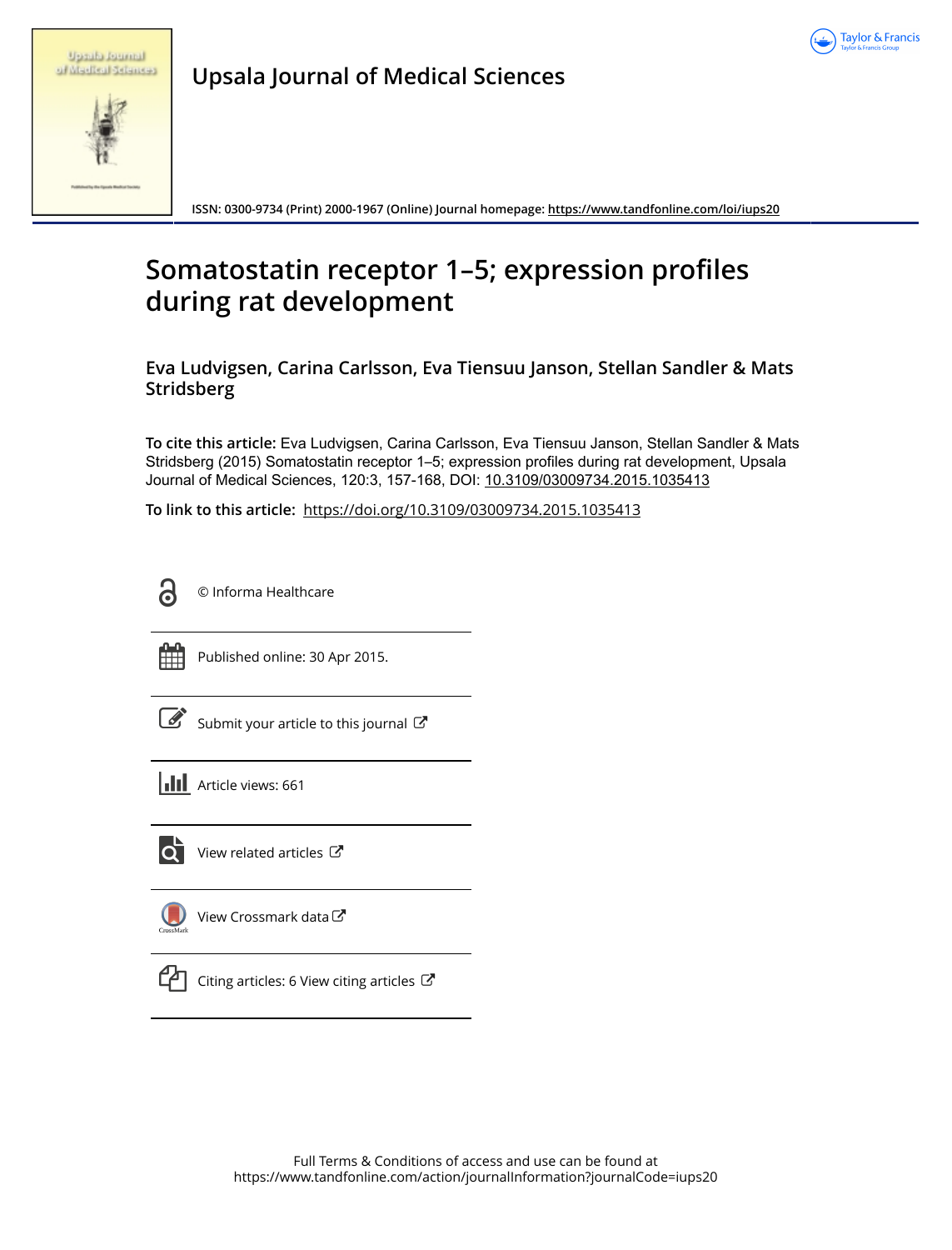Upsala Journal of Medical Sciences

ISSN: 0300-9734 (Print) 2000-1967 (Online) Journal homepage: https://www.tandfonline.com/loi/iups20

# Somatostatin receptor 1–5; expression profiles during rat development

**Eva Ludvigsen, Carina Carlsson, Eva Tiensuu Janson, Stellan Sandler & Mats Stridsberg**

**To cite this article:** Eva Ludvigsen, Carina Carlsson, Eva Tiensuu Janson, Stellan Sandler & Mats Stridsberg (2015) Somatostatin receptor 1–5; expression profiles during rat development, Upsala Journal of Medical Sciences, 120:3, 157-168, DOI: 10.3109/03009734.2015.1035413

**To link to this article:** https://doi.org/10.3109/03009734.2015.1035413

© Informa Healthcare

Published online: 30 Apr 2015.

Submit your article to this journal

Article views: 661

View related articles

View Crossmark data

Citing articles: 6 View citing articles

Full Terms & Conditions of access and use can be found at
https://www.tandfonline.com/action/journalInformation?journalCode=iups20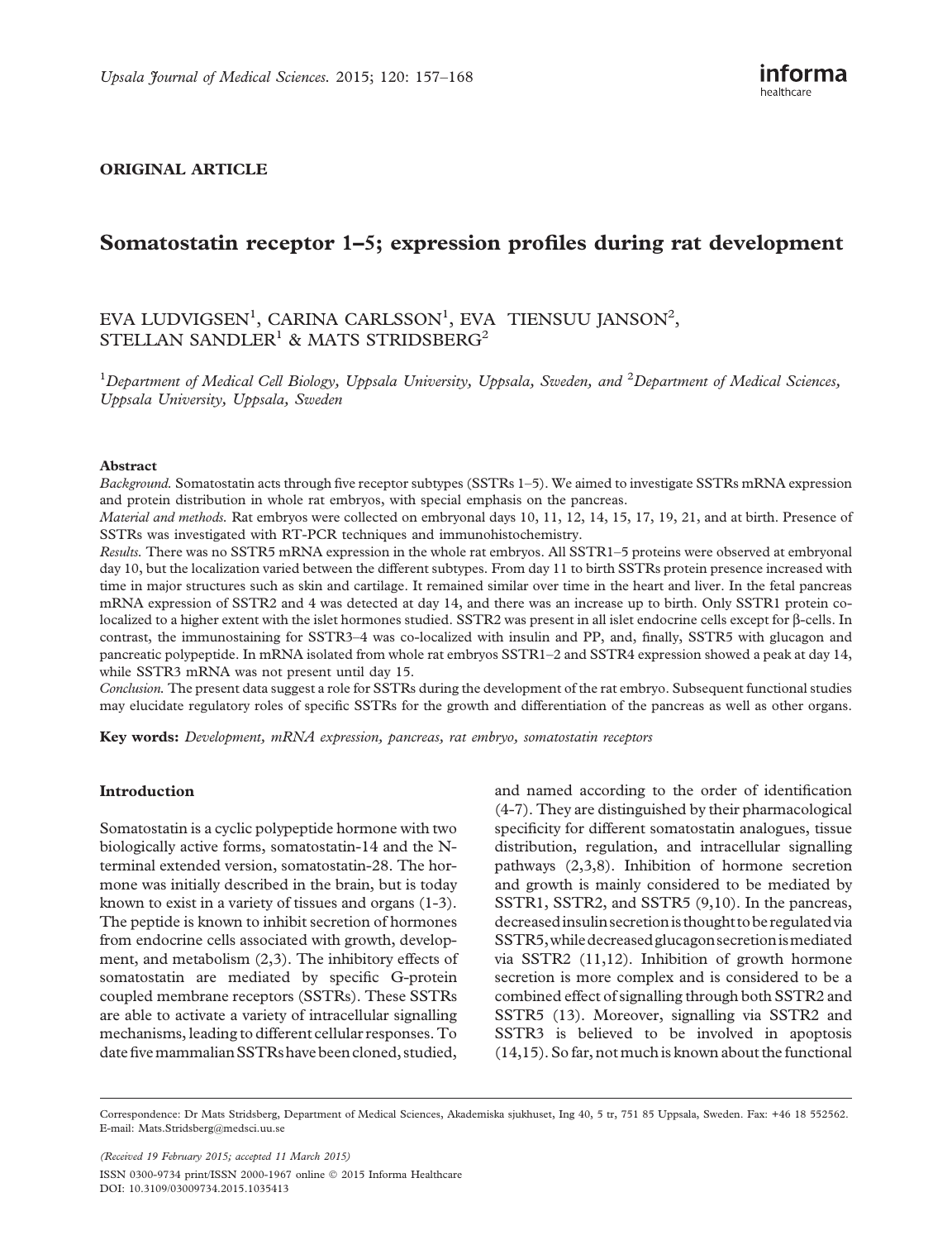ORIGINAL ARTICLE

# Somatostatin receptor 1–5; expression profiles during rat development

EVA LUDVIGSEN[1], CARINA CARLSSON[1], EVA TIENSUU JANSON[2], STELLAN SANDLER[1] & MATS STRIDSBERG[2]

[1]*Department of Medical Cell Biology, Uppsala University, Uppsala, Sweden, and* [2]*Department of Medical Sciences, Uppsala University, Uppsala, Sweden*

## Abstract

*Background.* Somatostatin acts through five receptor subtypes (SSTRs 1–5). We aimed to investigate SSTRs mRNA expression and protein distribution in whole rat embryos, with special emphasis on the pancreas.

*Material and methods.* Rat embryos were collected on embryonal days 10, 11, 12, 14, 15, 17, 19, 21, and at birth. Presence of SSTRs was investigated with RT-PCR techniques and immunohistochemistry.

*Results.* There was no SSTR5 mRNA expression in the whole rat embryos. All SSTR1–5 proteins were observed at embryonal day 10, but the localization varied between the different subtypes. From day 11 to birth SSTRs protein presence increased with time in major structures such as skin and cartilage. It remained similar over time in the heart and liver. In the fetal pancreas mRNA expression of SSTR2 and 4 was detected at day 14, and there was an increase up to birth. Only SSTR1 protein co-localized to a higher extent with the islet hormones studied. SSTR2 was present in all islet endocrine cells except for β-cells. In contrast, the immunostaining for SSTR3–4 was co-localized with insulin and PP, and, finally, SSTR5 with glucagon and pancreatic polypeptide. In mRNA isolated from whole rat embryos SSTR1–2 and SSTR4 expression showed a peak at day 14, while SSTR3 mRNA was not present until day 15.

*Conclusion.* The present data suggest a role for SSTRs during the development of the rat embryo. Subsequent functional studies may elucidate regulatory roles of specific SSTRs for the growth and differentiation of the pancreas as well as other organs.

**Key words:** *Development, mRNA expression, pancreas, rat embryo, somatostatin receptors*

## Introduction

Somatostatin is a cyclic polypeptide hormone with two biologically active forms, somatostatin-14 and the N-terminal extended version, somatostatin-28. The hormone was initially described in the brain, but is today known to exist in a variety of tissues and organs (1-3). The peptide is known to inhibit secretion of hormones from endocrine cells associated with growth, development, and metabolism (2,3). The inhibitory effects of somatostatin are mediated by specific G-protein coupled membrane receptors (SSTRs). These SSTRs are able to activate a variety of intracellular signalling mechanisms, leading to different cellular responses. To date five mammalian SSTRs have been cloned, studied, and named according to the order of identification (4-7). They are distinguished by their pharmacological specificity for different somatostatin analogues, tissue distribution, regulation, and intracellular signalling pathways (2,3,8). Inhibition of hormone secretion and growth is mainly considered to be mediated by SSTR1, SSTR2, and SSTR5 (9,10). In the pancreas, decreased insulin secretion is thought to be regulated via SSTR5, while decreased glucagon secretion is mediated via SSTR2 (11,12). Inhibition of growth hormone secretion is more complex and is considered to be a combined effect of signalling through both SSTR2 and SSTR5 (13). Moreover, signalling via SSTR2 and SSTR3 is believed to be involved in apoptosis (14,15). So far, not much is known about the functional

Correspondence: Dr Mats Stridsberg, Department of Medical Sciences, Akademiska sjukhuset, Ing 40, 5 tr, 751 85 Uppsala, Sweden. Fax: +46 18 552562. E-mail: Mats.Stridsberg@medsci.uu.se

(Received 19 February 2015; accepted 11 March 2015)

ISSN 0300-9734 print/ISSN 2000-1967 online © 2015 Informa Healthcare
DOI: 10.3109/03009734.2015.1035413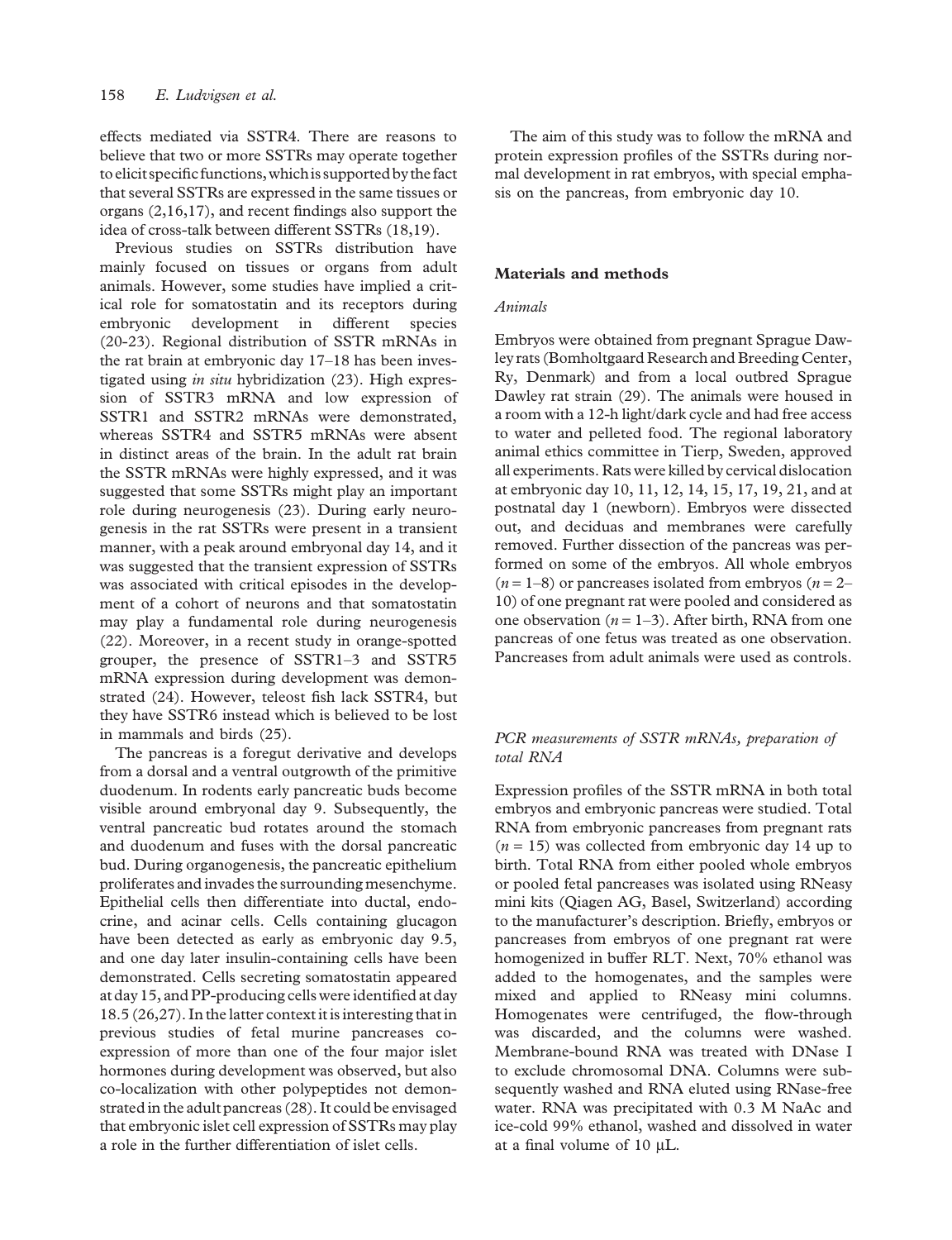effects mediated via SSTR4. There are reasons to believe that two or more SSTRs may operate together to elicit specific functions, which is supported by the fact that several SSTRs are expressed in the same tissues or organs (2,16,17), and recent findings also support the idea of cross-talk between different SSTRs (18,19).

Previous studies on SSTRs distribution have mainly focused on tissues or organs from adult animals. However, some studies have implied a critical role for somatostatin and its receptors during embryonic development in different species (20-23). Regional distribution of SSTR mRNAs in the rat brain at embryonic day 17–18 has been investigated using *in situ* hybridization (23). High expression of SSTR3 mRNA and low expression of SSTR1 and SSTR2 mRNAs were demonstrated, whereas SSTR4 and SSTR5 mRNAs were absent in distinct areas of the brain. In the adult rat brain the SSTR mRNAs were highly expressed, and it was suggested that some SSTRs might play an important role during neurogenesis (23). During early neurogenesis in the rat SSTRs were present in a transient manner, with a peak around embryonal day 14, and it was suggested that the transient expression of SSTRs was associated with critical episodes in the development of a cohort of neurons and that somatostatin may play a fundamental role during neurogenesis (22). Moreover, in a recent study in orange-spotted grouper, the presence of SSTR1–3 and SSTR5 mRNA expression during development was demonstrated (24). However, teleost fish lack SSTR4, but they have SSTR6 instead which is believed to be lost in mammals and birds (25).

The pancreas is a foregut derivative and develops from a dorsal and a ventral outgrowth of the primitive duodenum. In rodents early pancreatic buds become visible around embryonal day 9. Subsequently, the ventral pancreatic bud rotates around the stomach and duodenum and fuses with the dorsal pancreatic bud. During organogenesis, the pancreatic epithelium proliferates and invades the surrounding mesenchyme. Epithelial cells then differentiate into ductal, endocrine, and acinar cells. Cells containing glucagon have been detected as early as embryonic day 9.5, and one day later insulin-containing cells have been demonstrated. Cells secreting somatostatin appeared at day 15, and PP-producing cells were identified at day 18.5 (26,27). In the latter context it is interesting that in previous studies of fetal murine pancreases co-expression of more than one of the four major islet hormones during development was observed, but also co-localization with other polypeptides not demonstrated in the adult pancreas (28). It could be envisaged that embryonic islet cell expression of SSTRs may play a role in the further differentiation of islet cells.

The aim of this study was to follow the mRNA and protein expression profiles of the SSTRs during normal development in rat embryos, with special emphasis on the pancreas, from embryonic day 10.

## Materials and methods

### *Animals*

Embryos were obtained from pregnant Sprague Dawley rats (Bomholtgaard Research and Breeding Center, Ry, Denmark) and from a local outbred Sprague Dawley rat strain (29). The animals were housed in a room with a 12-h light/dark cycle and had free access to water and pelleted food. The regional laboratory animal ethics committee in Tierp, Sweden, approved all experiments. Rats were killed by cervical dislocation at embryonic day 10, 11, 12, 14, 15, 17, 19, 21, and at postnatal day 1 (newborn). Embryos were dissected out, and deciduas and membranes were carefully removed. Further dissection of the pancreas was performed on some of the embryos. All whole embryos ($n = 1$–$8$) or pancreases isolated from embryos ($n = 2$–$10$) of one pregnant rat were pooled and considered as one observation ($n = 1$–$3$). After birth, RNA from one pancreas of one fetus was treated as one observation. Pancreases from adult animals were used as controls.

### *PCR measurements of SSTR mRNAs, preparation of total RNA*

Expression profiles of the SSTR mRNA in both total embryos and embryonic pancreas were studied. Total RNA from embryonic pancreases from pregnant rats ($n = 15$) was collected from embryonic day 14 up to birth. Total RNA from either pooled whole embryos or pooled fetal pancreases was isolated using RNeasy mini kits (Qiagen AG, Basel, Switzerland) according to the manufacturer's description. Briefly, embryos or pancreases from embryos of one pregnant rat were homogenized in buffer RLT. Next, 70% ethanol was added to the homogenates, and the samples were mixed and applied to RNeasy mini columns. Homogenates were centrifuged, the flow-through was discarded, and the columns were washed. Membrane-bound RNA was treated with DNase I to exclude chromosomal DNA. Columns were subsequently washed and RNA eluted using RNase-free water. RNA was precipitated with 0.3 M NaAc and ice-cold 99% ethanol, washed and dissolved in water at a final volume of 10 μL.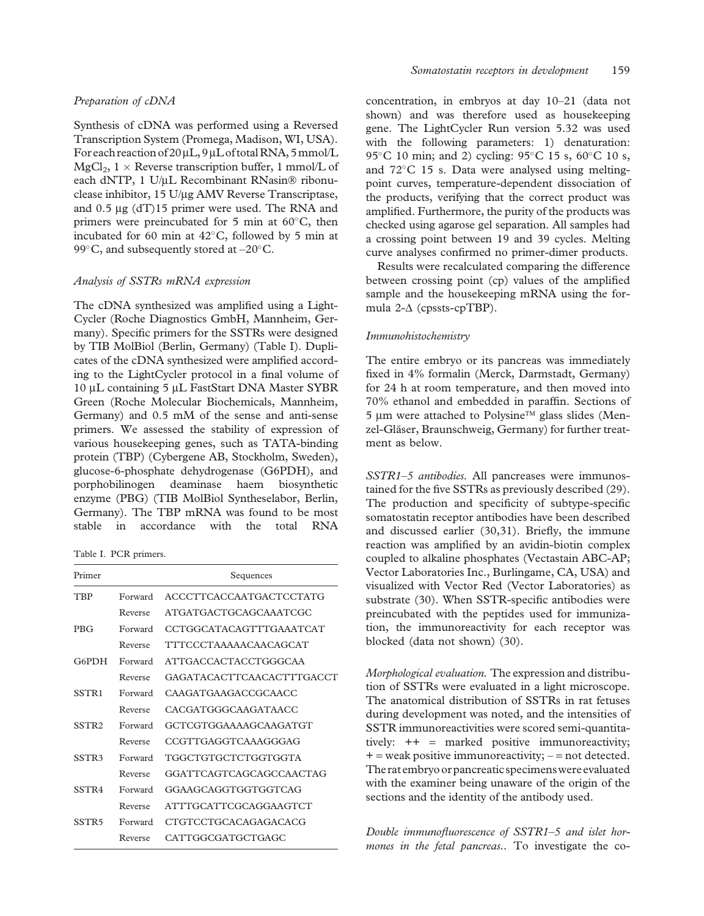*Preparation of cDNA*

Synthesis of cDNA was performed using a Reversed Transcription System (Promega, Madison, WI, USA). For each reaction of 20 μL, 9 μL of total RNA, 5 mmol/L $MgCl_2$, 1 × Reverse transcription buffer, 1 mmol/L of each dNTP, 1 U/μL Recombinant RNasin® ribonuclease inhibitor, 15 U/μg AMV Reverse Transcriptase, and 0.5 μg (dT)15 primer were used. The RNA and primers were preincubated for 5 min at 60°C, then incubated for 60 min at 42°C, followed by 5 min at 99°C, and subsequently stored at –20°C.

*Analysis of SSTRs mRNA expression*

The cDNA synthesized was amplified using a LightCycler (Roche Diagnostics GmbH, Mannheim, Germany). Specific primers for the SSTRs were designed by TIB MolBiol (Berlin, Germany) (Table I). Duplicates of the cDNA synthesized were amplified according to the LightCycler protocol in a final volume of 10 μL containing 5 μL FastStart DNA Master SYBR Green (Roche Molecular Biochemicals, Mannheim, Germany) and 0.5 mM of the sense and anti-sense primers. We assessed the stability of expression of various housekeeping genes, such as TATA-binding protein (TBP) (Cybergene AB, Stockholm, Sweden), glucose-6-phosphate dehydrogenase (G6PDH), and porphobilinogen deaminase haem biosynthetic enzyme (PBG) (TIB MolBiol Syntheselabor, Berlin, Germany). The TBP mRNA was found to be most stable in accordance with the total RNA concentration, in embryos at day 10–21 (data not shown) and was therefore used as housekeeping gene. The LightCycler Run version 5.32 was used with the following parameters: 1) denaturation: 95°C 10 min; and 2) cycling: 95°C 15 s, 60°C 10 s, and 72°C 15 s. Data were analysed using melting-point curves, temperature-dependent dissociation of the products, verifying that the correct product was amplified. Furthermore, the purity of the products was checked using agarose gel separation. All samples had a crossing point between 19 and 39 cycles. Melting curve analyses confirmed no primer-dimer products.

Results were recalculated comparing the difference between crossing point (cp) values of the amplified sample and the housekeeping mRNA using the formula 2-Δ (cpssts-cpTBP).

Table I. PCR primers.

| Primer | | Sequences |
|---|---|---|
| TBP | Forward | ACCCTTCACCAATGACTCCTATG |
| | Reverse | ATGATGACTGCAGCAAATCGC |
| PBG | Forward | CCTGGCATACAGTTTGAAATCAT |
| | Reverse | TTTCCCTAAAAACAACAGCAT |
| G6PDH | Forward | ATTGACCACTACCTGGGCAA |
| | Reverse | GAGATACACTTCAACACTTTGACCT |
| SSTR1 | Forward | CAAGATGAAGACCGCAACC |
| | Reverse | CACGATGGGCAAGATAACC |
| SSTR2 | Forward | GCTCGTGGAAAAGCAAGATGT |
| | Reverse | CCGTTGAGGTCAAAGGGAG |
| SSTR3 | Forward | TGGCTGTGCTCTGGTGGTA |
| | Reverse | GGATTCAGTCAGCAGCCAACTAG |
| SSTR4 | Forward | GGAAGCAGGTGGTGGTCAG |
| | Reverse | ATTTGCATTCGCAGGAAGTCT |
| SSTR5 | Forward | CTGTCCTGCACAGAGACACG |
| | Reverse | CATTGGCGATGCTGAGC |

*Immunohistochemistry*

The entire embryo or its pancreas was immediately fixed in 4% formalin (Merck, Darmstadt, Germany) for 24 h at room temperature, and then moved into 70% ethanol and embedded in paraffin. Sections of 5 μm were attached to Polysine™ glass slides (Menzel-Gläser, Braunschweig, Germany) for further treatment as below.

*SSTR1–5 antibodies.* All pancreases were immunostained for the five SSTRs as previously described (29). The production and specificity of subtype-specific somatostatin receptor antibodies have been described and discussed earlier (30,31). Briefly, the immune reaction was amplified by an avidin-biotin complex coupled to alkaline phosphates (Vectastain ABC-AP; Vector Laboratories Inc., Burlingame, CA, USA) and visualized with Vector Red (Vector Laboratories) as substrate (30). When SSTR-specific antibodies were preincubated with the peptides used for immunization, the immunoreactivity for each receptor was blocked (data not shown) (30).

*Morphological evaluation.* The expression and distribution of SSTRs were evaluated in a light microscope. The anatomical distribution of SSTRs in rat fetuses during development was noted, and the intensities of SSTR immunoreactivities were scored semi-quantitatively: ++ = marked positive immunoreactivity; + = weak positive immunoreactivity; – = not detected. The rat embryo or pancreatic specimens were evaluated with the examiner being unaware of the origin of the sections and the identity of the antibody used.

*Double immunofluorescence of SSTR1–5 and islet hormones in the fetal pancreas..* To investigate the co-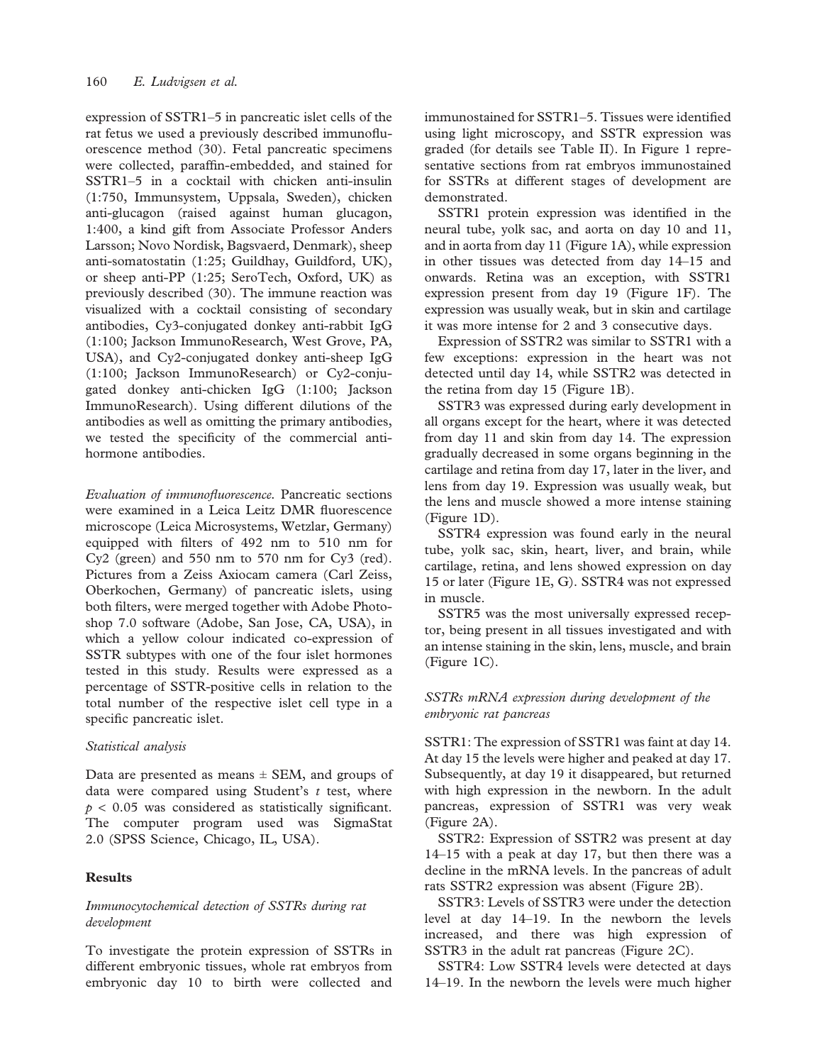expression of SSTR1–5 in pancreatic islet cells of the rat fetus we used a previously described immunofluorescence method (30). Fetal pancreatic specimens were collected, paraffin-embedded, and stained for SSTR1–5 in a cocktail with chicken anti-insulin (1:750, Immunsystem, Uppsala, Sweden), chicken anti-glucagon (raised against human glucagon, 1:400, a kind gift from Associate Professor Anders Larsson; Novo Nordisk, Bagsvaerd, Denmark), sheep anti-somatostatin (1:25; Guildhay, Guildford, UK), or sheep anti-PP (1:25; SeroTech, Oxford, UK) as previously described (30). The immune reaction was visualized with a cocktail consisting of secondary antibodies, Cy3-conjugated donkey anti-rabbit IgG (1:100; Jackson ImmunoResearch, West Grove, PA, USA), and Cy2-conjugated donkey anti-sheep IgG (1:100; Jackson ImmunoResearch) or Cy2-conjugated donkey anti-chicken IgG (1:100; Jackson ImmunoResearch). Using different dilutions of the antibodies as well as omitting the primary antibodies, we tested the specificity of the commercial anti-hormone antibodies.

*Evaluation of immunofluorescence.* Pancreatic sections were examined in a Leica Leitz DMR fluorescence microscope (Leica Microsystems, Wetzlar, Germany) equipped with filters of 492 nm to 510 nm for Cy2 (green) and 550 nm to 570 nm for Cy3 (red). Pictures from a Zeiss Axiocam camera (Carl Zeiss, Oberkochen, Germany) of pancreatic islets, using both filters, were merged together with Adobe Photoshop 7.0 software (Adobe, San Jose, CA, USA), in which a yellow colour indicated co-expression of SSTR subtypes with one of the four islet hormones tested in this study. Results were expressed as a percentage of SSTR-positive cells in relation to the total number of the respective islet cell type in a specific pancreatic islet.

### *Statistical analysis*

Data are presented as means ± SEM, and groups of data were compared using Student's *t* test, where $p < 0.05$ was considered as statistically significant. The computer program used was SigmaStat 2.0 (SPSS Science, Chicago, IL, USA).

## Results

### *Immunocytochemical detection of SSTRs during rat development*

To investigate the protein expression of SSTRs in different embryonic tissues, whole rat embryos from embryonic day 10 to birth were collected and immunostained for SSTR1–5. Tissues were identified using light microscopy, and SSTR expression was graded (for details see Table II). In Figure 1 representative sections from rat embryos immunostained for SSTRs at different stages of development are demonstrated.

SSTR1 protein expression was identified in the neural tube, yolk sac, and aorta on day 10 and 11, and in aorta from day 11 (Figure 1A), while expression in other tissues was detected from day 14–15 and onwards. Retina was an exception, with SSTR1 expression present from day 19 (Figure 1F). The expression was usually weak, but in skin and cartilage it was more intense for 2 and 3 consecutive days.

Expression of SSTR2 was similar to SSTR1 with a few exceptions: expression in the heart was not detected until day 14, while SSTR2 was detected in the retina from day 15 (Figure 1B).

SSTR3 was expressed during early development in all organs except for the heart, where it was detected from day 11 and skin from day 14. The expression gradually decreased in some organs beginning in the cartilage and retina from day 17, later in the liver, and lens from day 19. Expression was usually weak, but the lens and muscle showed a more intense staining (Figure 1D).

SSTR4 expression was found early in the neural tube, yolk sac, skin, heart, liver, and brain, while cartilage, retina, and lens showed expression on day 15 or later (Figure 1E, G). SSTR4 was not expressed in muscle.

SSTR5 was the most universally expressed receptor, being present in all tissues investigated and with an intense staining in the skin, lens, muscle, and brain (Figure 1C).

### *SSTRs mRNA expression during development of the embryonic rat pancreas*

SSTR1: The expression of SSTR1 was faint at day 14. At day 15 the levels were higher and peaked at day 17. Subsequently, at day 19 it disappeared, but returned with high expression in the newborn. In the adult pancreas, expression of SSTR1 was very weak (Figure 2A).

SSTR2: Expression of SSTR2 was present at day 14–15 with a peak at day 17, but then there was a decline in the mRNA levels. In the pancreas of adult rats SSTR2 expression was absent (Figure 2B).

SSTR3: Levels of SSTR3 were under the detection level at day 14–19. In the newborn the levels increased, and there was high expression of SSTR3 in the adult rat pancreas (Figure 2C).

SSTR4: Low SSTR4 levels were detected at days 14–19. In the newborn the levels were much higher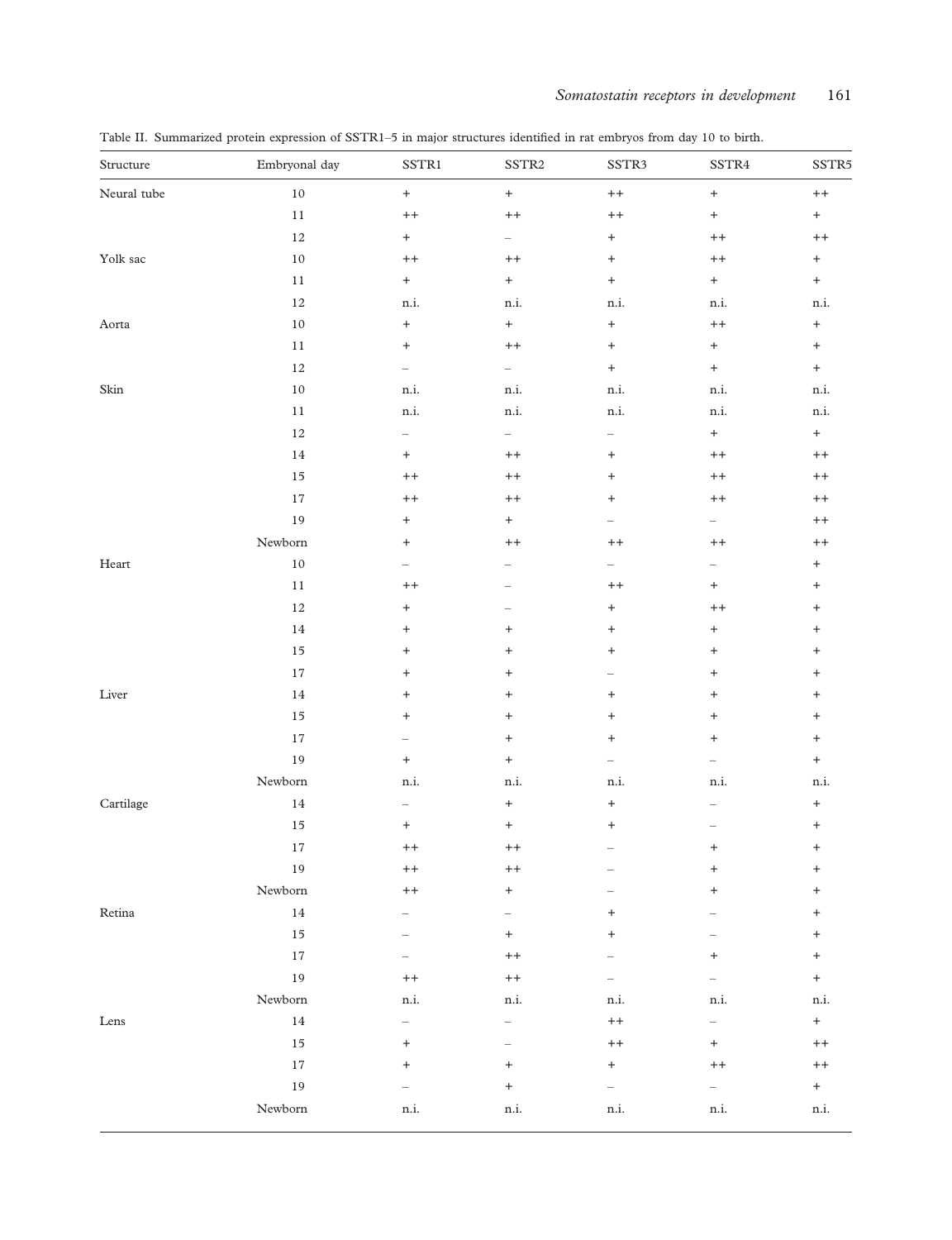Table II. Summarized protein expression of SSTR1–5 in major structures identified in rat embryos from day 10 to birth.

| Structure | Embryonal day | SSTR1 | SSTR2 | SSTR3 | SSTR4 | SSTR5 |
|---|---|---|---|---|---|---|
| Neural tube | 10 | + | + | ++ | + | ++ |
| | 11 | ++ | ++ | ++ | + | + |
| | 12 | + | – | + | ++ | ++ |
| Yolk sac | 10 | ++ | ++ | + | ++ | + |
| | 11 | + | + | + | + | + |
| | 12 | n.i. | n.i. | n.i. | n.i. | n.i. |
| Aorta | 10 | + | + | + | ++ | + |
| | 11 | + | ++ | + | + | + |
| | 12 | – | – | + | + | + |
| Skin | 10 | n.i. | n.i. | n.i. | n.i. | n.i. |
| | 11 | n.i. | n.i. | n.i. | n.i. | n.i. |
| | 12 | – | – | – | + | + |
| | 14 | + | ++ | + | ++ | ++ |
| | 15 | ++ | ++ | + | ++ | ++ |
| | 17 | ++ | ++ | + | ++ | ++ |
| | 19 | + | + | – | – | ++ |
| | Newborn | + | ++ | ++ | ++ | ++ |
| Heart | 10 | – | – | – | – | + |
| | 11 | ++ | – | ++ | + | + |
| | 12 | + | – | + | ++ | + |
| | 14 | + | + | + | + | + |
| | 15 | + | + | + | + | + |
| | 17 | + | + | – | + | + |
| Liver | 14 | + | + | + | + | + |
| | 15 | + | + | + | + | + |
| | 17 | – | + | + | + | + |
| | 19 | + | + | – | – | + |
| | Newborn | n.i. | n.i. | n.i. | n.i. | n.i. |
| Cartilage | 14 | – | + | + | – | + |
| | 15 | + | + | + | – | + |
| | 17 | ++ | ++ | – | + | + |
| | 19 | ++ | ++ | – | + | + |
| | Newborn | ++ | + | – | + | + |
| Retina | 14 | – | – | + | – | + |
| | 15 | – | + | + | – | + |
| | 17 | – | ++ | – | + | + |
| | 19 | ++ | ++ | – | – | + |
| | Newborn | n.i. | n.i. | n.i. | n.i. | n.i. |
| Lens | 14 | – | – | ++ | – | + |
| | 15 | + | – | ++ | + | ++ |
| | 17 | + | + | + | ++ | ++ |
| | 19 | – | + | – | – | + |
| | Newborn | n.i. | n.i. | n.i. | n.i. | n.i. |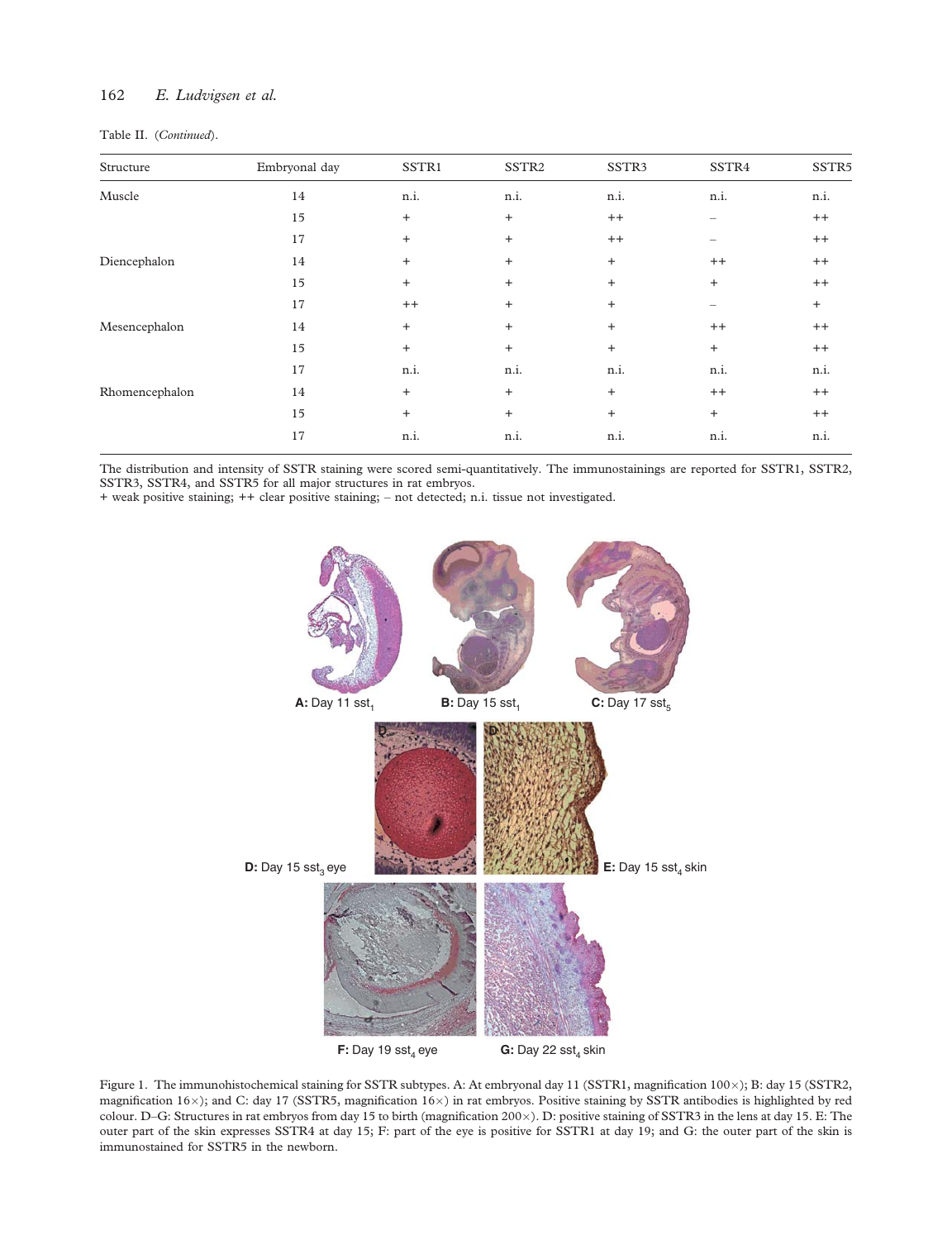Table II. (*Continued*).

| Structure | Embryonal day | SSTR1 | SSTR2 | SSTR3 | SSTR4 | SSTR5 |
|---|---|---|---|---|---|---|
| Muscle | 14 | n.i. | n.i. | n.i. | n.i. | n.i. |
| | 15 | + | + | ++ | – | ++ |
| | 17 | + | + | ++ | – | ++ |
| Diencephalon | 14 | + | + | + | ++ | ++ |
| | 15 | + | + | + | + | ++ |
| | 17 | ++ | + | + | – | + |
| Mesencephalon | 14 | + | + | + | ++ | ++ |
| | 15 | + | + | + | + | ++ |
| | 17 | n.i. | n.i. | n.i. | n.i. | n.i. |
| Rhomencephalon | 14 | + | + | + | ++ | ++ |
| | 15 | + | + | + | + | ++ |
| | 17 | n.i. | n.i. | n.i. | n.i. | n.i. |

The distribution and intensity of SSTR staining were scored semi-quantitatively. The immunostainings are reported for SSTR1, SSTR2, SSTR3, SSTR4, and SSTR5 for all major structures in rat embryos.
+ weak positive staining; ++ clear positive staining; – not detected; n.i. tissue not investigated.

Figure 1. The immunohistochemical staining for SSTR subtypes. A: At embryonal day 11 (SSTR1, magnification 100×); B: day 15 (SSTR2, magnification 16×); and C: day 17 (SSTR5, magnification 16×) in rat embryos. Positive staining by SSTR antibodies is highlighted by red colour. D–G: Structures in rat embryos from day 15 to birth (magnification 200×). D: positive staining of SSTR3 in the lens at day 15. E: The outer part of the skin expresses SSTR4 at day 15; F: part of the eye is positive for SSTR1 at day 19; and G: the outer part of the skin is immunostained for SSTR5 in the newborn.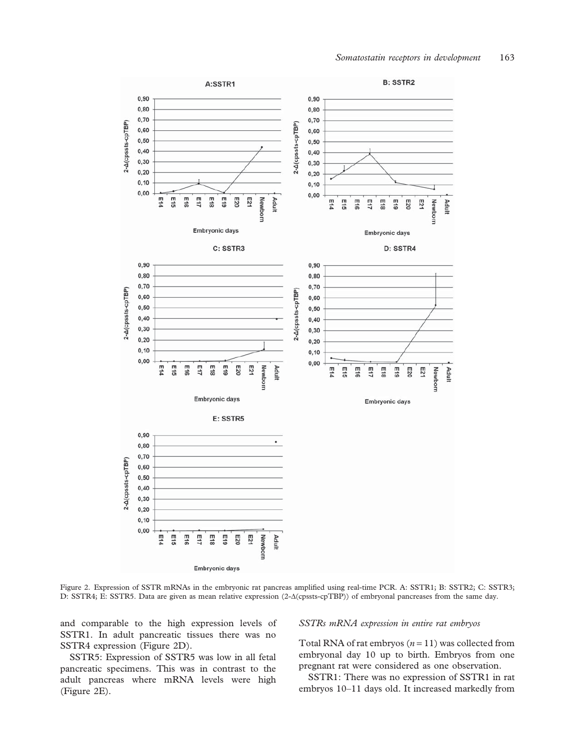Figure 2. Expression of SSTR mRNAs in the embryonic rat pancreas amplified using real-time PCR. A: SSTR1; B: SSTR2; C: SSTR3; D: SSTR4; E: SSTR5. Data are given as mean relative expression (2-Δ(cpssts-cpTBP)) of embryonal pancreases from the same day.

and comparable to the high expression levels of SSTR1. In adult pancreatic tissues there was no SSTR4 expression (Figure 2D).

SSTR5: Expression of SSTR5 was low in all fetal pancreatic specimens. This was in contrast to the adult pancreas where mRNA levels were high (Figure 2E).

### *SSTRs mRNA expression in entire rat embryos*

Total RNA of rat embryos ($n = 11$) was collected from embryonal day 10 up to birth. Embryos from one pregnant rat were considered as one observation.

SSTR1: There was no expression of SSTR1 in rat embryos 10–11 days old. It increased markedly from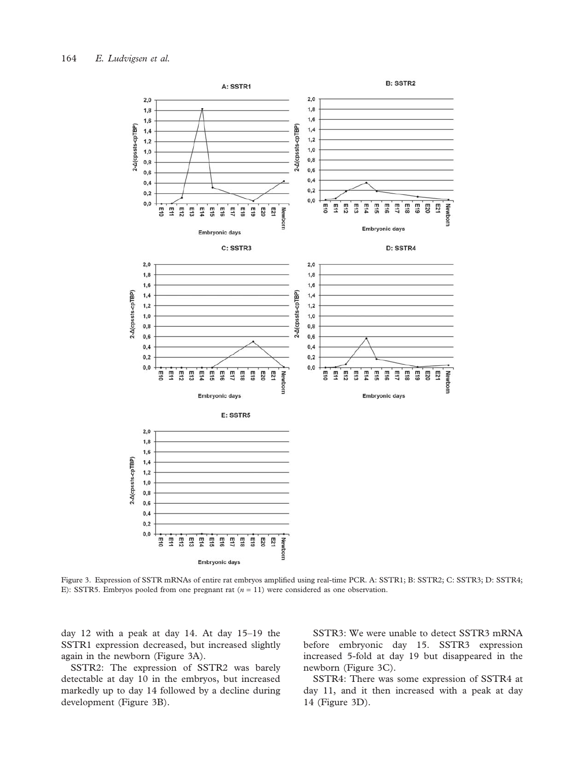Figure 3. Expression of SSTR mRNAs of entire rat embryos amplified using real-time PCR. A: SSTR1; B: SSTR2; C: SSTR3; D: SSTR4; E): SSTR5. Embryos pooled from one pregnant rat ($n = 11$) were considered as one observation.

day 12 with a peak at day 14. At day 15–19 the SSTR1 expression decreased, but increased slightly again in the newborn (Figure 3A).

SSTR2: The expression of SSTR2 was barely detectable at day 10 in the embryos, but increased markedly up to day 14 followed by a decline during development (Figure 3B).

SSTR3: We were unable to detect SSTR3 mRNA before embryonic day 15. SSTR3 expression increased 5-fold at day 19 but disappeared in the newborn (Figure 3C).

SSTR4: There was some expression of SSTR4 at day 11, and it then increased with a peak at day 14 (Figure 3D).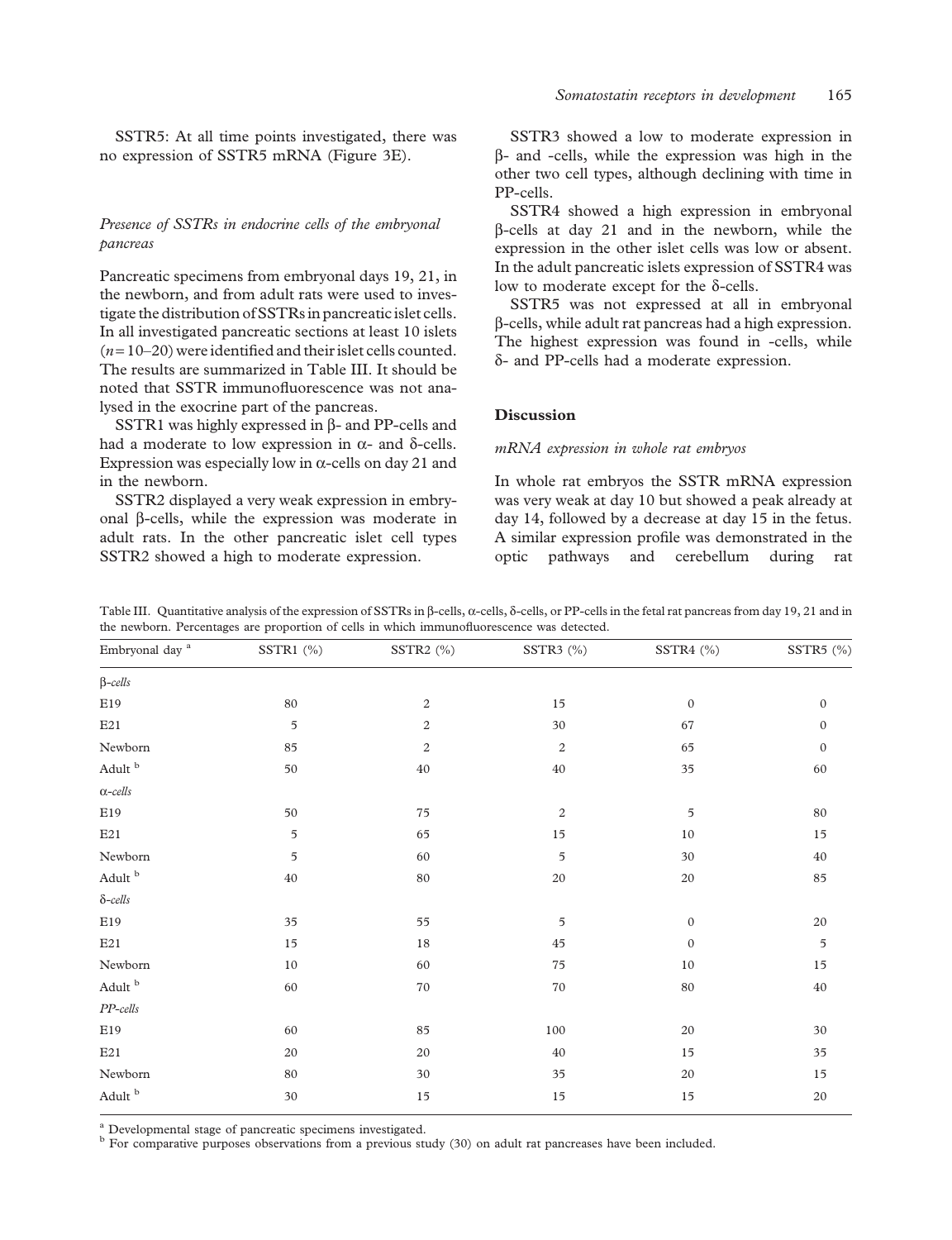SSTR5: At all time points investigated, there was no expression of SSTR5 mRNA (Figure 3E).

### *Presence of SSTRs in endocrine cells of the embryonal pancreas*

Pancreatic specimens from embryonal days 19, 21, in the newborn, and from adult rats were used to investigate the distribution of SSTRs in pancreatic islet cells. In all investigated pancreatic sections at least 10 islets ($n = 10$–$20$) were identified and their islet cells counted. The results are summarized in Table III. It should be noted that SSTR immunofluorescence was not analysed in the exocrine part of the pancreas.

SSTR1 was highly expressed in β- and PP-cells and had a moderate to low expression in α- and δ-cells. Expression was especially low in α-cells on day 21 and in the newborn.

SSTR2 displayed a very weak expression in embryonal β-cells, while the expression was moderate in adult rats. In the other pancreatic islet cell types SSTR2 showed a high to moderate expression.

SSTR3 showed a low to moderate expression in β- and -cells, while the expression was high in the other two cell types, although declining with time in PP-cells.

SSTR4 showed a high expression in embryonal β-cells at day 21 and in the newborn, while the expression in the other islet cells was low or absent. In the adult pancreatic islets expression of SSTR4 was low to moderate except for the δ-cells.

SSTR5 was not expressed at all in embryonal β-cells, while adult rat pancreas had a high expression. The highest expression was found in -cells, while δ- and PP-cells had a moderate expression.

## Discussion

### *mRNA expression in whole rat embryos*

In whole rat embryos the SSTR mRNA expression was very weak at day 10 but showed a peak already at day 14, followed by a decrease at day 15 in the fetus. A similar expression profile was demonstrated in the optic pathways and cerebellum during rat

Table III. Quantitative analysis of the expression of SSTRs in β-cells, α-cells, δ-cells, or PP-cells in the fetal rat pancreas from day 19, 21 and in the newborn. Percentages are proportion of cells in which immunofluorescence was detected.

| Embryonal day [a] | SSTR1 (%) | SSTR2 (%) | SSTR3 (%) | SSTR4 (%) | SSTR5 (%) |
|---|---|---|---|---|---|
| *β-cells* | | | | | |
| E19 | 80 | 2 | 15 | 0 | 0 |
| E21 | 5 | 2 | 30 | 67 | 0 |
| Newborn | 85 | 2 | 2 | 65 | 0 |
| Adult [b] | 50 | 40 | 40 | 35 | 60 |
| *α-cells* | | | | | |
| E19 | 50 | 75 | 2 | 5 | 80 |
| E21 | 5 | 65 | 15 | 10 | 15 |
| Newborn | 5 | 60 | 5 | 30 | 40 |
| Adult [b] | 40 | 80 | 20 | 20 | 85 |
| *δ-cells* | | | | | |
| E19 | 35 | 55 | 5 | 0 | 20 |
| E21 | 15 | 18 | 45 | 0 | 5 |
| Newborn | 10 | 60 | 75 | 10 | 15 |
| Adult [b] | 60 | 70 | 70 | 80 | 40 |
| *PP-cells* | | | | | |
| E19 | 60 | 85 | 100 | 20 | 30 |
| E21 | 20 | 20 | 40 | 15 | 35 |
| Newborn | 80 | 30 | 35 | 20 | 15 |
| Adult [b] | 30 | 15 | 15 | 15 | 20 |

[a] Developmental stage of pancreatic specimens investigated.
[b] For comparative purposes observations from a previous study (30) on adult rat pancreases have been included.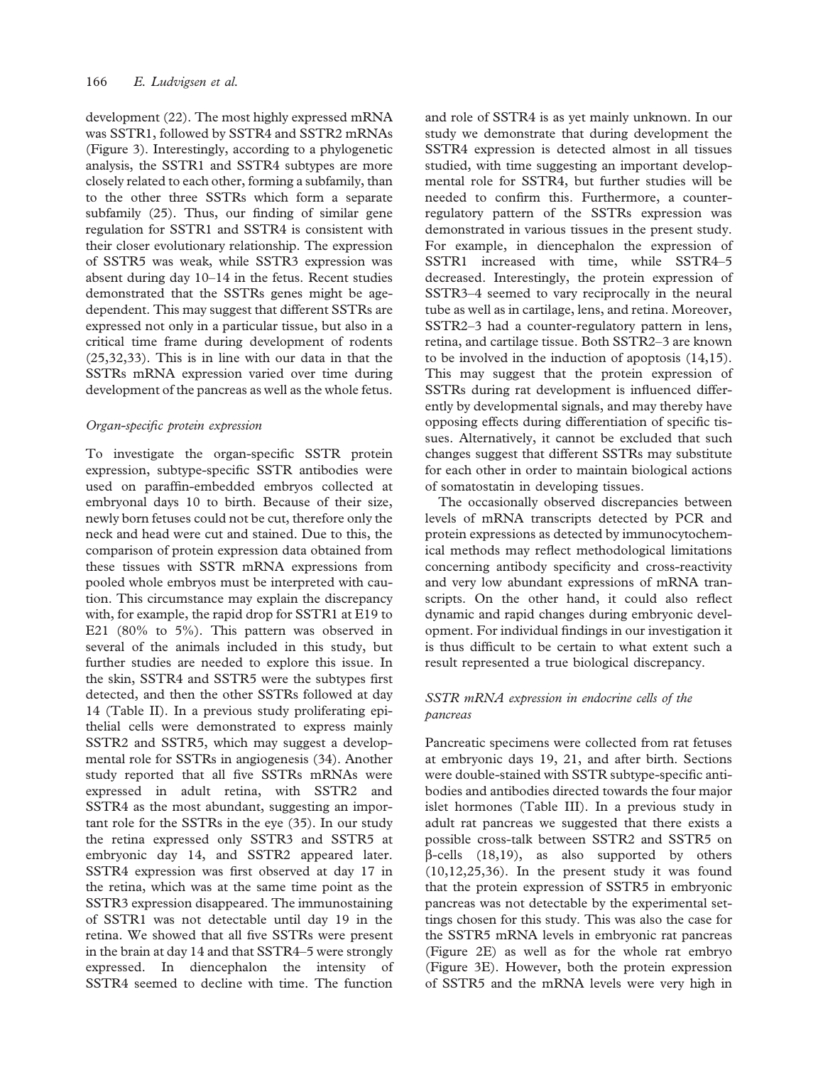development (22). The most highly expressed mRNA was SSTR1, followed by SSTR4 and SSTR2 mRNAs (Figure 3). Interestingly, according to a phylogenetic analysis, the SSTR1 and SSTR4 subtypes are more closely related to each other, forming a subfamily, than to the other three SSTRs which form a separate subfamily (25). Thus, our finding of similar gene regulation for SSTR1 and SSTR4 is consistent with their closer evolutionary relationship. The expression of SSTR5 was weak, while SSTR3 expression was absent during day 10–14 in the fetus. Recent studies demonstrated that the SSTRs genes might be age-dependent. This may suggest that different SSTRs are expressed not only in a particular tissue, but also in a critical time frame during development of rodents (25,32,33). This is in line with our data in that the SSTRs mRNA expression varied over time during development of the pancreas as well as the whole fetus.

### *Organ-specific protein expression*

To investigate the organ-specific SSTR protein expression, subtype-specific SSTR antibodies were used on paraffin-embedded embryos collected at embryonal days 10 to birth. Because of their size, newly born fetuses could not be cut, therefore only the neck and head were cut and stained. Due to this, the comparison of protein expression data obtained from these tissues with SSTR mRNA expressions from pooled whole embryos must be interpreted with caution. This circumstance may explain the discrepancy with, for example, the rapid drop for SSTR1 at E19 to E21 (80% to 5%). This pattern was observed in several of the animals included in this study, but further studies are needed to explore this issue. In the skin, SSTR4 and SSTR5 were the subtypes first detected, and then the other SSTRs followed at day 14 (Table II). In a previous study proliferating epithelial cells were demonstrated to express mainly SSTR2 and SSTR5, which may suggest a developmental role for SSTRs in angiogenesis (34). Another study reported that all five SSTRs mRNAs were expressed in adult retina, with SSTR2 and SSTR4 as the most abundant, suggesting an important role for the SSTRs in the eye (35). In our study the retina expressed only SSTR3 and SSTR5 at embryonic day 14, and SSTR2 appeared later. SSTR4 expression was first observed at day 17 in the retina, which was at the same time point as the SSTR3 expression disappeared. The immunostaining of SSTR1 was not detectable until day 19 in the retina. We showed that all five SSTRs were present in the brain at day 14 and that SSTR4–5 were strongly expressed. In diencephalon the intensity of SSTR4 seemed to decline with time. The function and role of SSTR4 is as yet mainly unknown. In our study we demonstrate that during development the SSTR4 expression is detected almost in all tissues studied, with time suggesting an important developmental role for SSTR4, but further studies will be needed to confirm this. Furthermore, a counter-regulatory pattern of the SSTRs expression was demonstrated in various tissues in the present study. For example, in diencephalon the expression of SSTR1 increased with time, while SSTR4–5 decreased. Interestingly, the protein expression of SSTR3–4 seemed to vary reciprocally in the neural tube as well as in cartilage, lens, and retina. Moreover, SSTR2–3 had a counter-regulatory pattern in lens, retina, and cartilage tissue. Both SSTR2–3 are known to be involved in the induction of apoptosis (14,15). This may suggest that the protein expression of SSTRs during rat development is influenced differently by developmental signals, and may thereby have opposing effects during differentiation of specific tissues. Alternatively, it cannot be excluded that such changes suggest that different SSTRs may substitute for each other in order to maintain biological actions of somatostatin in developing tissues.

The occasionally observed discrepancies between levels of mRNA transcripts detected by PCR and protein expressions as detected by immunocytochemical methods may reflect methodological limitations concerning antibody specificity and cross-reactivity and very low abundant expressions of mRNA transcripts. On the other hand, it could also reflect dynamic and rapid changes during embryonic development. For individual findings in our investigation it is thus difficult to be certain to what extent such a result represented a true biological discrepancy.

### *SSTR mRNA expression in endocrine cells of the pancreas*

Pancreatic specimens were collected from rat fetuses at embryonic days 19, 21, and after birth. Sections were double-stained with SSTR subtype-specific antibodies and antibodies directed towards the four major islet hormones (Table III). In a previous study in adult rat pancreas we suggested that there exists a possible cross-talk between SSTR2 and SSTR5 on β-cells (18,19), as also supported by others (10,12,25,36). In the present study it was found that the protein expression of SSTR5 in embryonic pancreas was not detectable by the experimental settings chosen for this study. This was also the case for the SSTR5 mRNA levels in embryonic rat pancreas (Figure 2E) as well as for the whole rat embryo (Figure 3E). However, both the protein expression of SSTR5 and the mRNA levels were very high in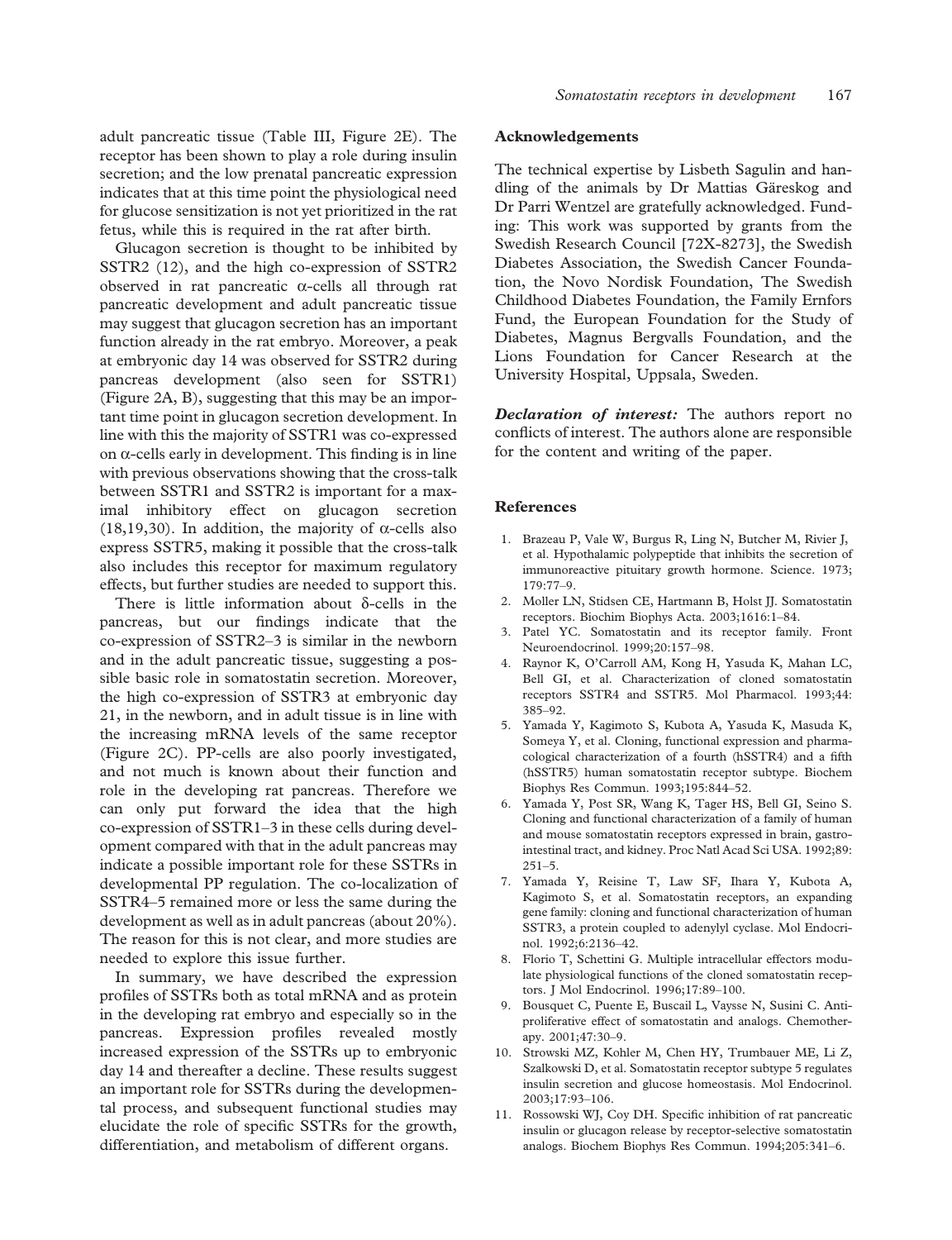adult pancreatic tissue (Table III, Figure 2E). The receptor has been shown to play a role during insulin secretion; and the low prenatal pancreatic expression indicates that at this time point the physiological need for glucose sensitization is not yet prioritized in the rat fetus, while this is required in the rat after birth.

Glucagon secretion is thought to be inhibited by SSTR2 (12), and the high co-expression of SSTR2 observed in rat pancreatic α-cells all through rat pancreatic development and adult pancreatic tissue may suggest that glucagon secretion has an important function already in the rat embryo. Moreover, a peak at embryonic day 14 was observed for SSTR2 during pancreas development (also seen for SSTR1) (Figure 2A, B), suggesting that this may be an important time point in glucagon secretion development. In line with this the majority of SSTR1 was co-expressed on α-cells early in development. This finding is in line with previous observations showing that the cross-talk between SSTR1 and SSTR2 is important for a maximal inhibitory effect on glucagon secretion (18,19,30). In addition, the majority of α-cells also express SSTR5, making it possible that the cross-talk also includes this receptor for maximum regulatory effects, but further studies are needed to support this.

There is little information about δ-cells in the pancreas, but our findings indicate that the co-expression of SSTR2–3 is similar in the newborn and in the adult pancreatic tissue, suggesting a possible basic role in somatostatin secretion. Moreover, the high co-expression of SSTR3 at embryonic day 21, in the newborn, and in adult tissue is in line with the increasing mRNA levels of the same receptor (Figure 2C). PP-cells are also poorly investigated, and not much is known about their function and role in the developing rat pancreas. Therefore we can only put forward the idea that the high co-expression of SSTR1–3 in these cells during development compared with that in the adult pancreas may indicate a possible important role for these SSTRs in developmental PP regulation. The co-localization of SSTR4–5 remained more or less the same during the development as well as in adult pancreas (about 20%). The reason for this is not clear, and more studies are needed to explore this issue further.

In summary, we have described the expression profiles of SSTRs both as total mRNA and as protein in the developing rat embryo and especially so in the pancreas. Expression profiles revealed mostly increased expression of the SSTRs up to embryonic day 14 and thereafter a decline. These results suggest an important role for SSTRs during the developmental process, and subsequent functional studies may elucidate the role of specific SSTRs for the growth, differentiation, and metabolism of different organs.

## Acknowledgements

The technical expertise by Lisbeth Sagulin and handling of the animals by Dr Mattias Gäreskog and Dr Parri Wentzel are gratefully acknowledged. Funding: This work was supported by grants from the Swedish Research Council [72X-8273], the Swedish Diabetes Association, the Swedish Cancer Foundation, the Novo Nordisk Foundation, The Swedish Childhood Diabetes Foundation, the Family Ernfors Fund, the European Foundation for the Study of Diabetes, Magnus Bergvalls Foundation, and the Lions Foundation for Cancer Research at the University Hospital, Uppsala, Sweden.

***Declaration of interest:*** The authors report no conflicts of interest. The authors alone are responsible for the content and writing of the paper.

## References

1. Brazeau P, Vale W, Burgus R, Ling N, Butcher M, Rivier J, et al. Hypothalamic polypeptide that inhibits the secretion of immunoreactive pituitary growth hormone. Science. 1973;179:77–9.
2. Moller LN, Stidsen CE, Hartmann B, Holst JJ. Somatostatin receptors. Biochim Biophys Acta. 2003;1616:1–84.
3. Patel YC. Somatostatin and its receptor family. Front Neuroendocrinol. 1999;20:157–98.
4. Raynor K, O'Carroll AM, Kong H, Yasuda K, Mahan LC, Bell GI, et al. Characterization of cloned somatostatin receptors SSTR4 and SSTR5. Mol Pharmacol. 1993;44:385–92.
5. Yamada Y, Kagimoto S, Kubota A, Yasuda K, Masuda K, Someya Y, et al. Cloning, functional expression and pharmacological characterization of a fourth (hSSTR4) and a fifth (hSSTR5) human somatostatin receptor subtype. Biochem Biophys Res Commun. 1993;195:844–52.
6. Yamada Y, Post SR, Wang K, Tager HS, Bell GI, Seino S. Cloning and functional characterization of a family of human and mouse somatostatin receptors expressed in brain, gastrointestinal tract, and kidney. Proc Natl Acad Sci USA. 1992;89:251–5.
7. Yamada Y, Reisine T, Law SF, Ihara Y, Kubota A, Kagimoto S, et al. Somatostatin receptors, an expanding gene family: cloning and functional characterization of human SSTR3, a protein coupled to adenylyl cyclase. Mol Endocrinol. 1992;6:2136–42.
8. Florio T, Schettini G. Multiple intracellular effectors modulate physiological functions of the cloned somatostatin receptors. J Mol Endocrinol. 1996;17:89–100.
9. Bousquet C, Puente E, Buscail L, Vaysse N, Susini C. Antiproliferative effect of somatostatin and analogs. Chemotherapy. 2001;47:30–9.
10. Strowski MZ, Kohler M, Chen HY, Trumbauer ME, Li Z, Szalkowski D, et al. Somatostatin receptor subtype 5 regulates insulin secretion and glucose homeostasis. Mol Endocrinol. 2003;17:93–106.
11. Rossowski WJ, Coy DH. Specific inhibition of rat pancreatic insulin or glucagon release by receptor-selective somatostatin analogs. Biochem Biophys Res Commun. 1994;205:341–6.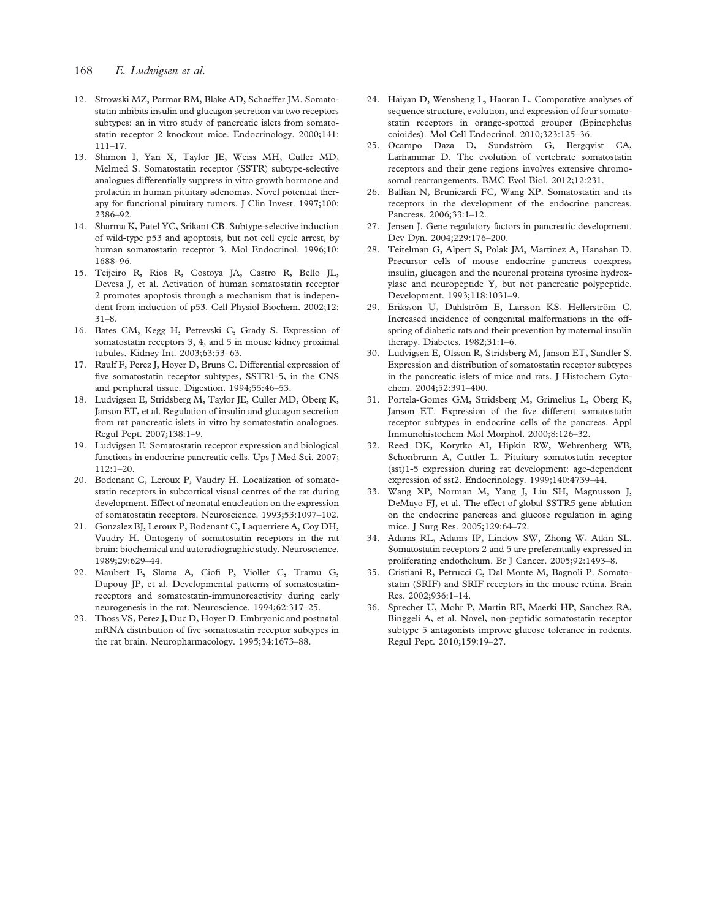12. Strowski MZ, Parmar RM, Blake AD, Schaeffer JM. Somatostatin inhibits insulin and glucagon secretion via two receptors subtypes: an in vitro study of pancreatic islets from somatostatin receptor 2 knockout mice. Endocrinology. 2000;141:111–17.
13. Shimon I, Yan X, Taylor JE, Weiss MH, Culler MD, Melmed S. Somatostatin receptor (SSTR) subtype-selective analogues differentially suppress in vitro growth hormone and prolactin in human pituitary adenomas. Novel potential therapy for functional pituitary tumors. J Clin Invest. 1997;100:2386–92.
14. Sharma K, Patel YC, Srikant CB. Subtype-selective induction of wild-type p53 and apoptosis, but not cell cycle arrest, by human somatostatin receptor 3. Mol Endocrinol. 1996;10:1688–96.
15. Teijeiro R, Rios R, Costoya JA, Castro R, Bello JL, Devesa J, et al. Activation of human somatostatin receptor 2 promotes apoptosis through a mechanism that is independent from induction of p53. Cell Physiol Biochem. 2002;12:31–8.
16. Bates CM, Kegg H, Petrevski C, Grady S. Expression of somatostatin receptors 3, 4, and 5 in mouse kidney proximal tubules. Kidney Int. 2003;63:53–63.
17. Raulf F, Perez J, Hoyer D, Bruns C. Differential expression of five somatostatin receptor subtypes, SSTR1-5, in the CNS and peripheral tissue. Digestion. 1994;55:46–53.
18. Ludvigsen E, Stridsberg M, Taylor JE, Culler MD, Öberg K, Janson ET, et al. Regulation of insulin and glucagon secretion from rat pancreatic islets in vitro by somatostatin analogues. Regul Pept. 2007;138:1–9.
19. Ludvigsen E. Somatostatin receptor expression and biological functions in endocrine pancreatic cells. Ups J Med Sci. 2007;112:1–20.
20. Bodenant C, Leroux P, Vaudry H. Localization of somatostatin receptors in subcortical visual centres of the rat during development. Effect of neonatal enucleation on the expression of somatostatin receptors. Neuroscience. 1993;53:1097–102.
21. Gonzalez BJ, Leroux P, Bodenant C, Laquerriere A, Coy DH, Vaudry H. Ontogeny of somatostatin receptors in the rat brain: biochemical and autoradiographic study. Neuroscience. 1989;29:629–44.
22. Maubert E, Slama A, Ciofi P, Viollet C, Tramu G, Dupouy JP, et al. Developmental patterns of somatostatin-receptors and somatostatin-immunoreactivity during early neurogenesis in the rat. Neuroscience. 1994;62:317–25.
23. Thoss VS, Perez J, Duc D, Hoyer D. Embryonic and postnatal mRNA distribution of five somatostatin receptor subtypes in the rat brain. Neuropharmacology. 1995;34:1673–88.
24. Haiyan D, Wensheng L, Haoran L. Comparative analyses of sequence structure, evolution, and expression of four somatostatin receptors in orange-spotted grouper (Epinephelus coioides). Mol Cell Endocrinol. 2010;323:125–36.
25. Ocampo Daza D, Sundström G, Bergqvist CA, Larhammar D. The evolution of vertebrate somatostatin receptors and their gene regions involves extensive chromosomal rearrangements. BMC Evol Biol. 2012;12:231.
26. Ballian N, Brunicardi FC, Wang XP. Somatostatin and its receptors in the development of the endocrine pancreas. Pancreas. 2006;33:1–12.
27. Jensen J. Gene regulatory factors in pancreatic development. Dev Dyn. 2004;229:176–200.
28. Teitelman G, Alpert S, Polak JM, Martinez A, Hanahan D. Precursor cells of mouse endocrine pancreas coexpress insulin, glucagon and the neuronal proteins tyrosine hydroxylase and neuropeptide Y, but not pancreatic polypeptide. Development. 1993;118:1031–9.
29. Eriksson U, Dahlström E, Larsson KS, Hellerström C. Increased incidence of congenital malformations in the offspring of diabetic rats and their prevention by maternal insulin therapy. Diabetes. 1982;31:1–6.
30. Ludvigsen E, Olsson R, Stridsberg M, Janson ET, Sandler S. Expression and distribution of somatostatin receptor subtypes in the pancreatic islets of mice and rats. J Histochem Cytochem. 2004;52:391–400.
31. Portela-Gomes GM, Stridsberg M, Grimelius L, Öberg K, Janson ET. Expression of the five different somatostatin receptor subtypes in endocrine cells of the pancreas. Appl Immunohistochem Mol Morphol. 2000;8:126–32.
32. Reed DK, Korytko AI, Hipkin RW, Wehrenberg WB, Schonbrunn A, Cuttler L. Pituitary somatostatin receptor (sst)1-5 expression during rat development: age-dependent expression of sst2. Endocrinology. 1999;140:4739–44.
33. Wang XP, Norman M, Yang J, Liu SH, Magnusson J, DeMayo FJ, et al. The effect of global SSTR5 gene ablation on the endocrine pancreas and glucose regulation in aging mice. J Surg Res. 2005;129:64–72.
34. Adams RL, Adams IP, Lindow SW, Zhong W, Atkin SL. Somatostatin receptors 2 and 5 are preferentially expressed in proliferating endothelium. Br J Cancer. 2005;92:1493–8.
35. Cristiani R, Petrucci C, Dal Monte M, Bagnoli P. Somatostatin (SRIF) and SRIF receptors in the mouse retina. Brain Res. 2002;936:1–14.
36. Sprecher U, Mohr P, Martin RE, Maerki HP, Sanchez RA, Binggeli A, et al. Novel, non-peptidic somatostatin receptor subtype 5 antagonists improve glucose tolerance in rodents. Regul Pept. 2010;159:19–27.